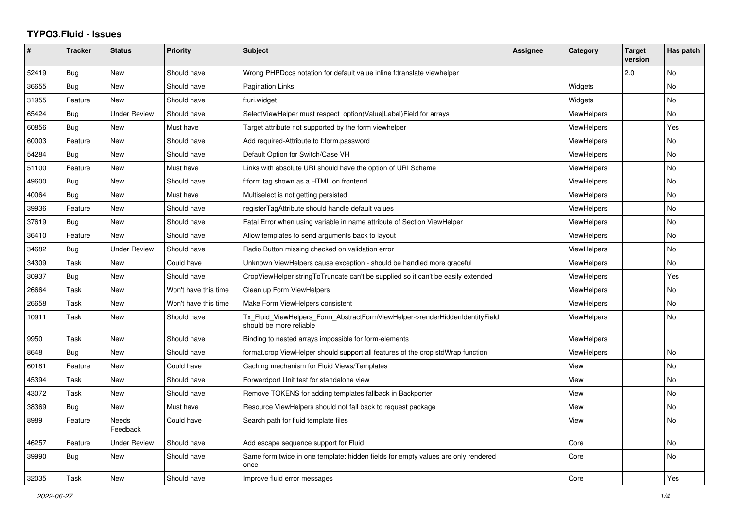# TYPO3.Fluid - Issues

| # | Tracker | Status | Priority | Subject | Assignee | Category | Target version | Has patch |
|---|---|---|---|---|---|---|---|---|
| 52419 | Bug | New | Should have | Wrong PHPDocs notation for default value inline f:translate viewhelper | | | 2.0 | No |
| 36655 | Bug | New | Should have | Pagination Links | | Widgets | | No |
| 31955 | Feature | New | Should have | f:uri.widget | | Widgets | | No |
| 65424 | Bug | Under Review | Should have | SelectViewHelper must respect option(Value\|Label)Field for arrays | | ViewHelpers | | No |
| 60856 | Bug | New | Must have | Target attribute not supported by the form viewhelper | | ViewHelpers | | Yes |
| 60003 | Feature | New | Should have | Add required-Attribute to f:form.password | | ViewHelpers | | No |
| 54284 | Bug | New | Should have | Default Option for Switch/Case VH | | ViewHelpers | | No |
| 51100 | Feature | New | Must have | Links with absolute URI should have the option of URI Scheme | | ViewHelpers | | No |
| 49600 | Bug | New | Should have | f:form tag shown as a HTML on frontend | | ViewHelpers | | No |
| 40064 | Bug | New | Must have | Multiselect is not getting persisted | | ViewHelpers | | No |
| 39936 | Feature | New | Should have | registerTagAttribute should handle default values | | ViewHelpers | | No |
| 37619 | Bug | New | Should have | Fatal Error when using variable in name attribute of Section ViewHelper | | ViewHelpers | | No |
| 36410 | Feature | New | Should have | Allow templates to send arguments back to layout | | ViewHelpers | | No |
| 34682 | Bug | Under Review | Should have | Radio Button missing checked on validation error | | ViewHelpers | | No |
| 34309 | Task | New | Could have | Unknown ViewHelpers cause exception - should be handled more graceful | | ViewHelpers | | No |
| 30937 | Bug | New | Should have | CropViewHelper stringToTruncate can't be supplied so it can't be easily extended | | ViewHelpers | | Yes |
| 26664 | Task | New | Won't have this time | Clean up Form ViewHelpers | | ViewHelpers | | No |
| 26658 | Task | New | Won't have this time | Make Form ViewHelpers consistent | | ViewHelpers | | No |
| 10911 | Task | New | Should have | Tx_Fluid_ViewHelpers_Form_AbstractFormViewHelper->renderHiddenIdentityField should be more reliable | | ViewHelpers | | No |
| 9950 | Task | New | Should have | Binding to nested arrays impossible for form-elements | | ViewHelpers | | |
| 8648 | Bug | New | Should have | format.crop ViewHelper should support all features of the crop stdWrap function | | ViewHelpers | | No |
| 60181 | Feature | New | Could have | Caching mechanism for Fluid Views/Templates | | View | | No |
| 45394 | Task | New | Should have | Forwardport Unit test for standalone view | | View | | No |
| 43072 | Task | New | Should have | Remove TOKENS for adding templates fallback in Backporter | | View | | No |
| 38369 | Bug | New | Must have | Resource ViewHelpers should not fall back to request package | | View | | No |
| 8989 | Feature | Needs Feedback | Could have | Search path for fluid template files | | View | | No |
| 46257 | Feature | Under Review | Should have | Add escape sequence support for Fluid | | Core | | No |
| 39990 | Bug | New | Should have | Same form twice in one template: hidden fields for empty values are only rendered once | | Core | | No |
| 32035 | Task | New | Should have | Improve fluid error messages | | Core | | Yes |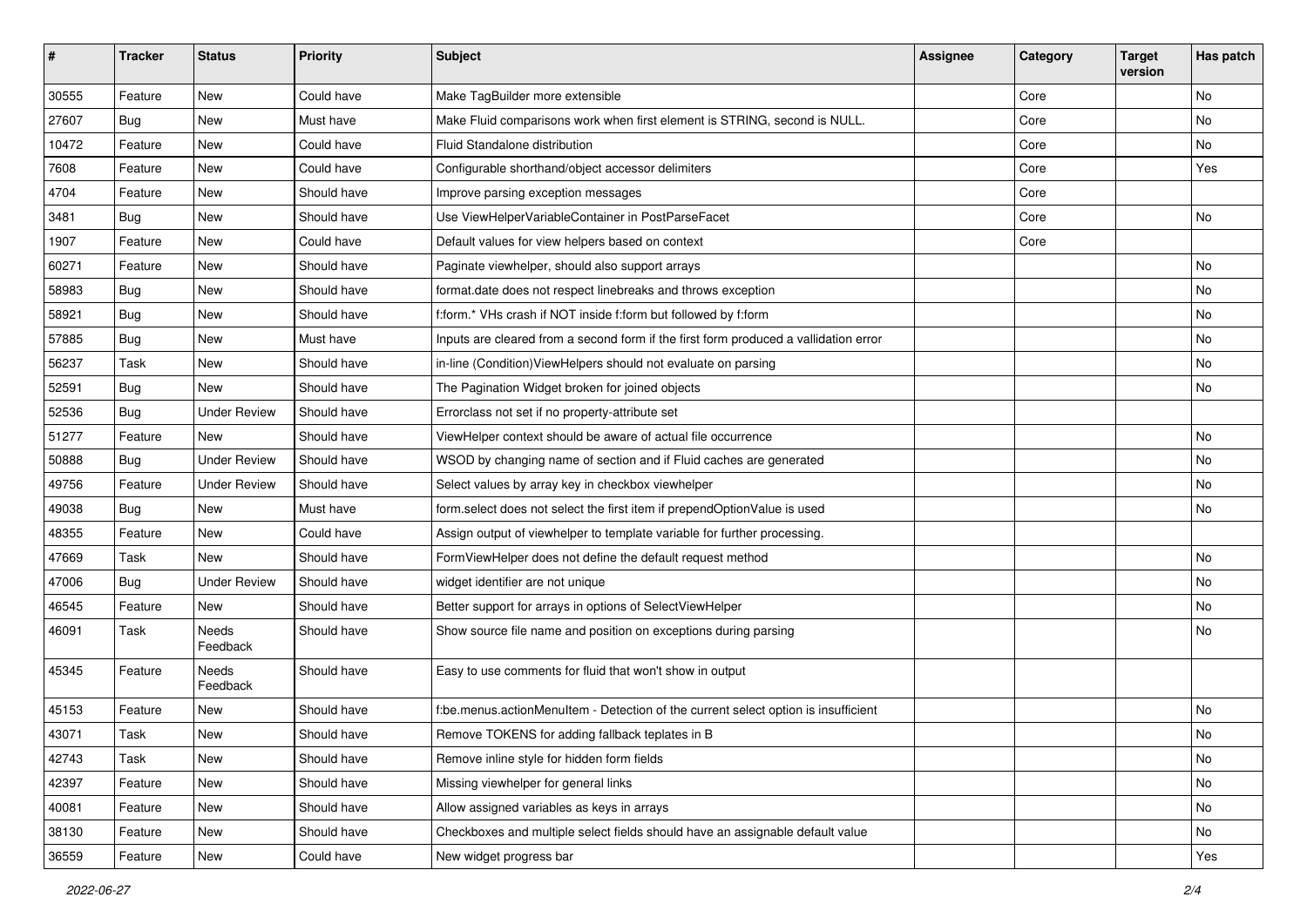| # | Tracker | Status | Priority | Subject | Assignee | Category | Target version | Has patch |
|---|---|---|---|---|---|---|---|---|
| 30555 | Feature | New | Could have | Make TagBuilder more extensible | | Core | | No |
| 27607 | Bug | New | Must have | Make Fluid comparisons work when first element is STRING, second is NULL. | | Core | | No |
| 10472 | Feature | New | Could have | Fluid Standalone distribution | | Core | | No |
| 7608 | Feature | New | Could have | Configurable shorthand/object accessor delimiters | | Core | | Yes |
| 4704 | Feature | New | Should have | Improve parsing exception messages | | Core | | |
| 3481 | Bug | New | Should have | Use ViewHelperVariableContainer in PostParseFacet | | Core | | No |
| 1907 | Feature | New | Could have | Default values for view helpers based on context | | Core | | |
| 60271 | Feature | New | Should have | Paginate viewhelper, should also support arrays | | | | No |
| 58983 | Bug | New | Should have | format.date does not respect linebreaks and throws exception | | | | No |
| 58921 | Bug | New | Should have | f:form.* VHs crash if NOT inside f:form but followed by f:form | | | | No |
| 57885 | Bug | New | Must have | Inputs are cleared from a second form if the first form produced a vallidation error | | | | No |
| 56237 | Task | New | Should have | in-line (Condition)ViewHelpers should not evaluate on parsing | | | | No |
| 52591 | Bug | New | Should have | The Pagination Widget broken for joined objects | | | | No |
| 52536 | Bug | Under Review | Should have | Errorclass not set if no property-attribute set | | | | |
| 51277 | Feature | New | Should have | ViewHelper context should be aware of actual file occurrence | | | | No |
| 50888 | Bug | Under Review | Should have | WSOD by changing name of section and if Fluid caches are generated | | | | No |
| 49756 | Feature | Under Review | Should have | Select values by array key in checkbox viewhelper | | | | No |
| 49038 | Bug | New | Must have | form.select does not select the first item if prependOptionValue is used | | | | No |
| 48355 | Feature | New | Could have | Assign output of viewhelper to template variable for further processing. | | | | |
| 47669 | Task | New | Should have | FormViewHelper does not define the default request method | | | | No |
| 47006 | Bug | Under Review | Should have | widget identifier are not unique | | | | No |
| 46545 | Feature | New | Should have | Better support for arrays in options of SelectViewHelper | | | | No |
| 46091 | Task | Needs Feedback | Should have | Show source file name and position on exceptions during parsing | | | | No |
| 45345 | Feature | Needs Feedback | Should have | Easy to use comments for fluid that won't show in output | | | | |
| 45153 | Feature | New | Should have | f:be.menus.actionMenuItem - Detection of the current select option is insufficient | | | | No |
| 43071 | Task | New | Should have | Remove TOKENS for adding fallback teplates in B | | | | No |
| 42743 | Task | New | Should have | Remove inline style for hidden form fields | | | | No |
| 42397 | Feature | New | Should have | Missing viewhelper for general links | | | | No |
| 40081 | Feature | New | Should have | Allow assigned variables as keys in arrays | | | | No |
| 38130 | Feature | New | Should have | Checkboxes and multiple select fields should have an assignable default value | | | | No |
| 36559 | Feature | New | Could have | New widget progress bar | | | | Yes |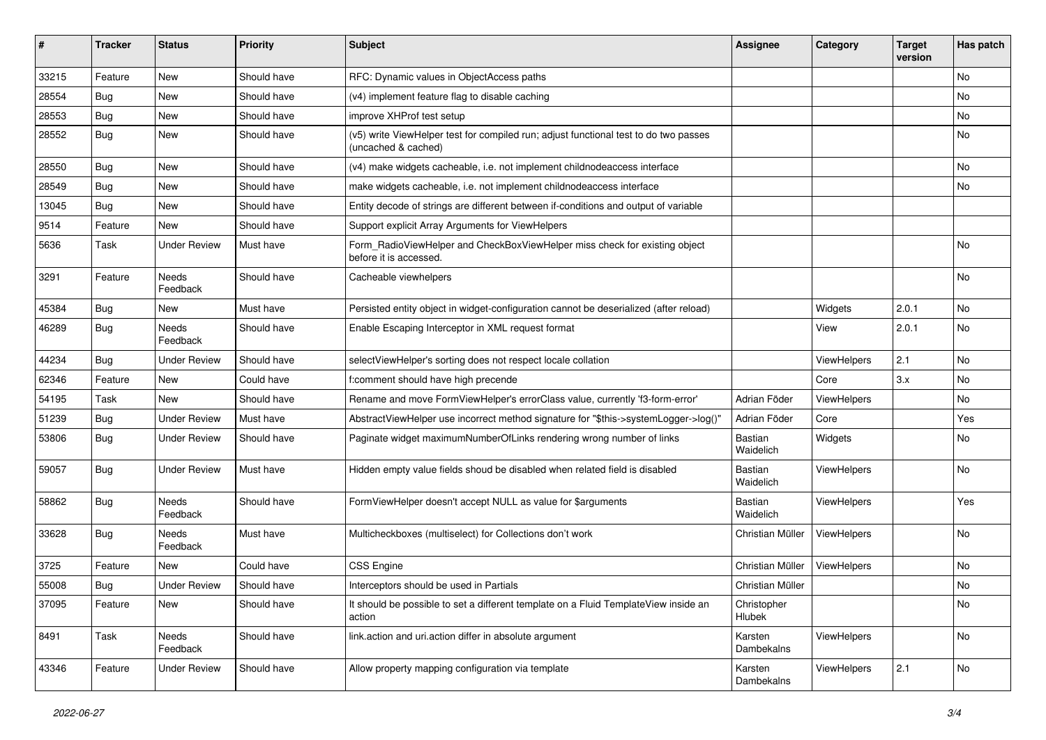| # | Tracker | Status | Priority | Subject | Assignee | Category | Target version | Has patch |
|---|---|---|---|---|---|---|---|---|
| 33215 | Feature | New | Should have | RFC: Dynamic values in ObjectAccess paths | | | | No |
| 28554 | Bug | New | Should have | (v4) implement feature flag to disable caching | | | | No |
| 28553 | Bug | New | Should have | improve XHProf test setup | | | | No |
| 28552 | Bug | New | Should have | (v5) write ViewHelper test for compiled run; adjust functional test to do two passes (uncached & cached) | | | | No |
| 28550 | Bug | New | Should have | (v4) make widgets cacheable, i.e. not implement childnodeaccess interface | | | | No |
| 28549 | Bug | New | Should have | make widgets cacheable, i.e. not implement childnodeaccess interface | | | | No |
| 13045 | Bug | New | Should have | Entity decode of strings are different between if-conditions and output of variable | | | | |
| 9514 | Feature | New | Should have | Support explicit Array Arguments for ViewHelpers | | | | |
| 5636 | Task | Under Review | Must have | Form_RadioViewHelper and CheckBoxViewHelper miss check for existing object before it is accessed. | | | | No |
| 3291 | Feature | Needs Feedback | Should have | Cacheable viewhelpers | | | | No |
| 45384 | Bug | New | Must have | Persisted entity object in widget-configuration cannot be deserialized (after reload) | | Widgets | 2.0.1 | No |
| 46289 | Bug | Needs Feedback | Should have | Enable Escaping Interceptor in XML request format | | View | 2.0.1 | No |
| 44234 | Bug | Under Review | Should have | selectViewHelper's sorting does not respect locale collation | | ViewHelpers | 2.1 | No |
| 62346 | Feature | New | Could have | f:comment should have high precende | | Core | 3.x | No |
| 54195 | Task | New | Should have | Rename and move FormViewHelper's errorClass value, currently 'f3-form-error' | Adrian Föder | ViewHelpers | | No |
| 51239 | Bug | Under Review | Must have | AbstractViewHelper use incorrect method signature for "$this->systemLogger->log()" | Adrian Föder | Core | | Yes |
| 53806 | Bug | Under Review | Should have | Paginate widget maximumNumberOfLinks rendering wrong number of links | Bastian Waidelich | Widgets | | No |
| 59057 | Bug | Under Review | Must have | Hidden empty value fields shoud be disabled when related field is disabled | Bastian Waidelich | ViewHelpers | | No |
| 58862 | Bug | Needs Feedback | Should have | FormViewHelper doesn't accept NULL as value for $arguments | Bastian Waidelich | ViewHelpers | | Yes |
| 33628 | Bug | Needs Feedback | Must have | Multicheckboxes (multiselect) for Collections don't work | Christian Müller | ViewHelpers | | No |
| 3725 | Feature | New | Could have | CSS Engine | Christian Müller | ViewHelpers | | No |
| 55008 | Bug | Under Review | Should have | Interceptors should be used in Partials | Christian Müller | | | No |
| 37095 | Feature | New | Should have | It should be possible to set a different template on a Fluid TemplateView inside an action | Christopher Hlubek | | | No |
| 8491 | Task | Needs Feedback | Should have | link.action and uri.action differ in absolute argument | Karsten Dambekalns | ViewHelpers | | No |
| 43346 | Feature | Under Review | Should have | Allow property mapping configuration via template | Karsten Dambekalns | ViewHelpers | 2.1 | No |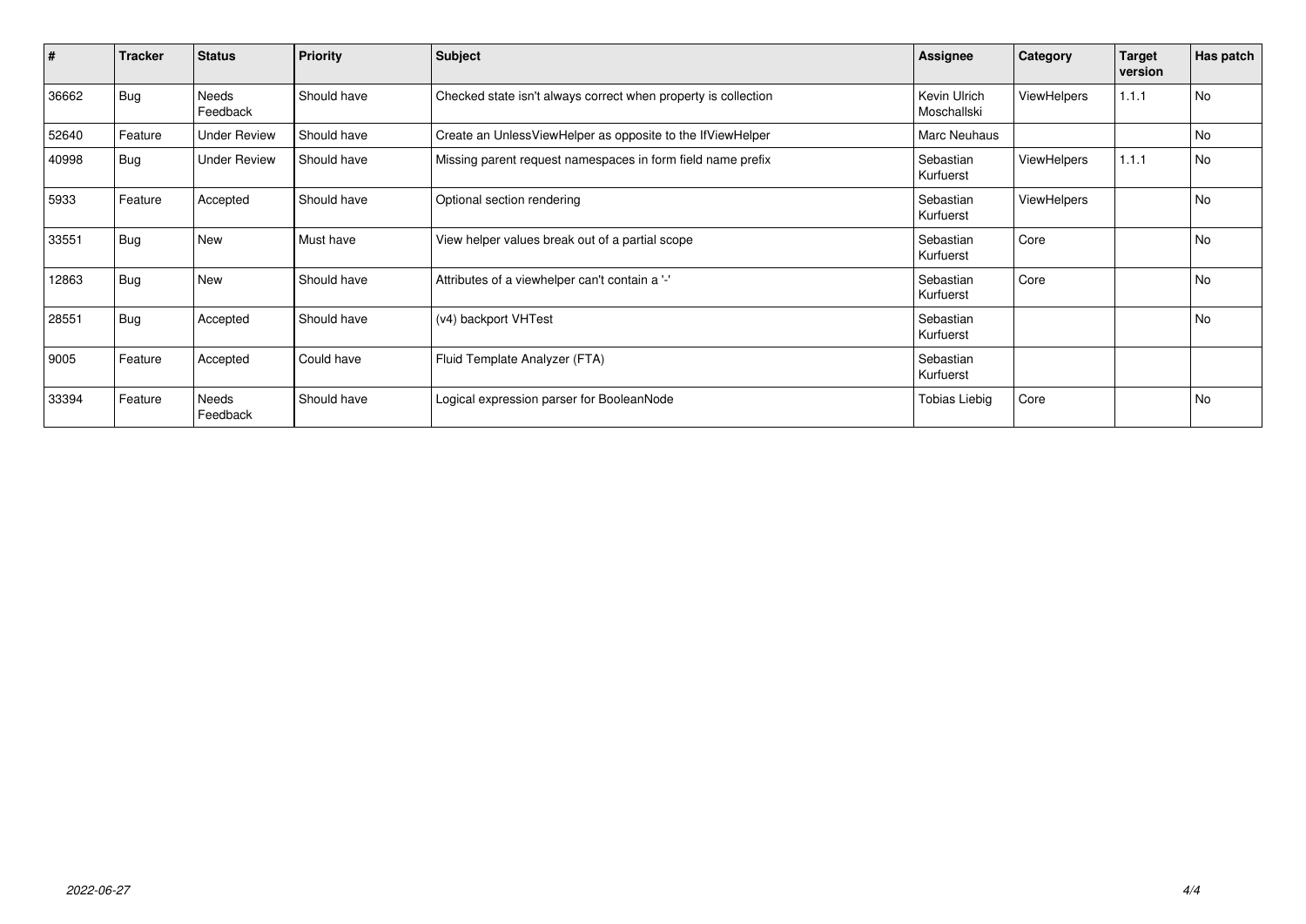| # | Tracker | Status | Priority | Subject | Assignee | Category | Target version | Has patch |
|---|---|---|---|---|---|---|---|---|
| 36662 | Bug | Needs Feedback | Should have | Checked state isn't always correct when property is collection | Kevin Ulrich Moschallski | ViewHelpers | 1.1.1 | No |
| 52640 | Feature | Under Review | Should have | Create an UnlessViewHelper as opposite to the IfViewHelper | Marc Neuhaus | | | No |
| 40998 | Bug | Under Review | Should have | Missing parent request namespaces in form field name prefix | Sebastian Kurfuerst | ViewHelpers | 1.1.1 | No |
| 5933 | Feature | Accepted | Should have | Optional section rendering | Sebastian Kurfuerst | ViewHelpers | | No |
| 33551 | Bug | New | Must have | View helper values break out of a partial scope | Sebastian Kurfuerst | Core | | No |
| 12863 | Bug | New | Should have | Attributes of a viewhelper can't contain a '-' | Sebastian Kurfuerst | Core | | No |
| 28551 | Bug | Accepted | Should have | (v4) backport VHTest | Sebastian Kurfuerst | | | No |
| 9005 | Feature | Accepted | Could have | Fluid Template Analyzer (FTA) | Sebastian Kurfuerst | | | |
| 33394 | Feature | Needs Feedback | Should have | Logical expression parser for BooleanNode | Tobias Liebig | Core | | No |

*2022-06-27*